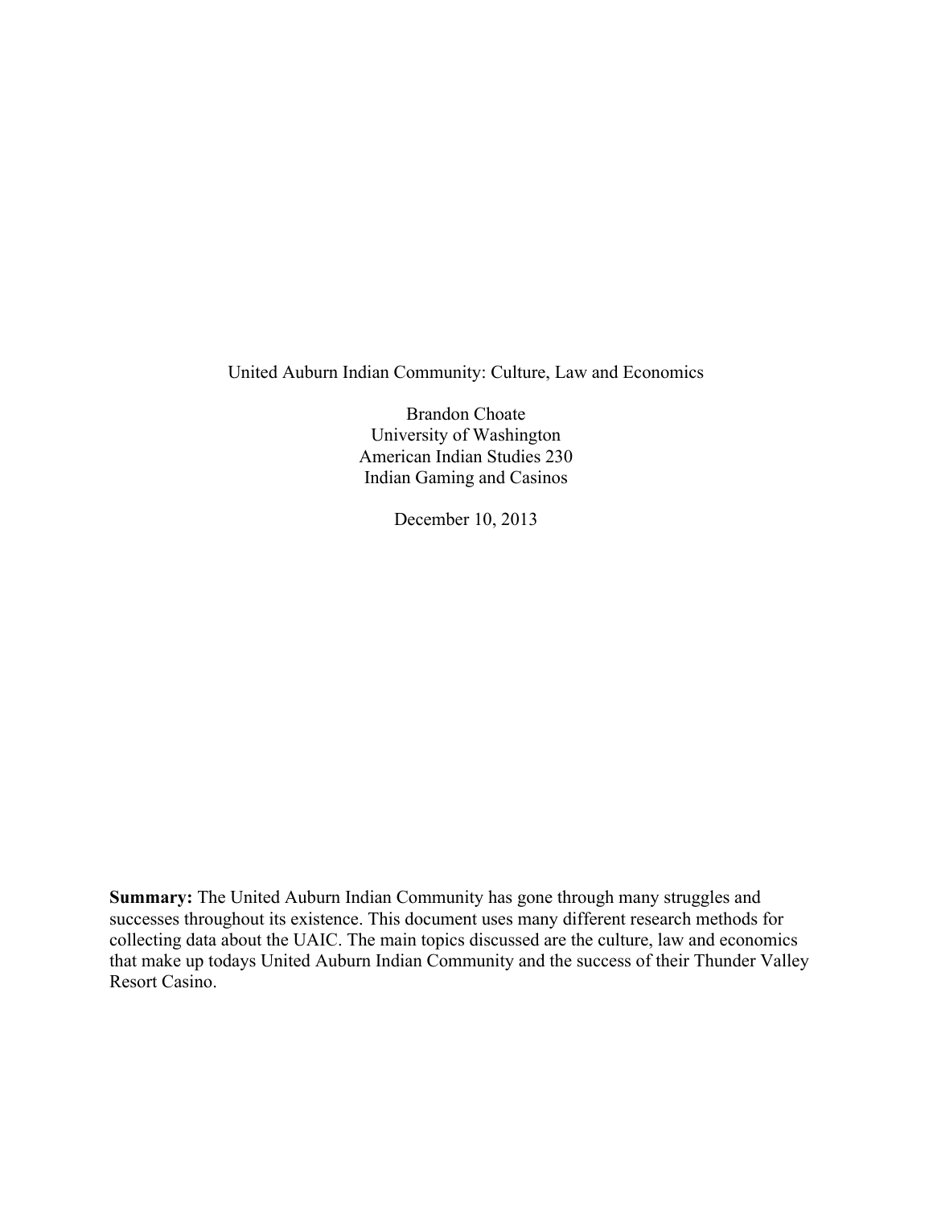# United Auburn Indian Community: Culture, Law and Economics

Brandon Choate
University of Washington
American Indian Studies 230
Indian Gaming and Casinos

December 10, 2013

**Summary:** The United Auburn Indian Community has gone through many struggles and successes throughout its existence. This document uses many different research methods for collecting data about the UAIC. The main topics discussed are the culture, law and economics that make up todays United Auburn Indian Community and the success of their Thunder Valley Resort Casino.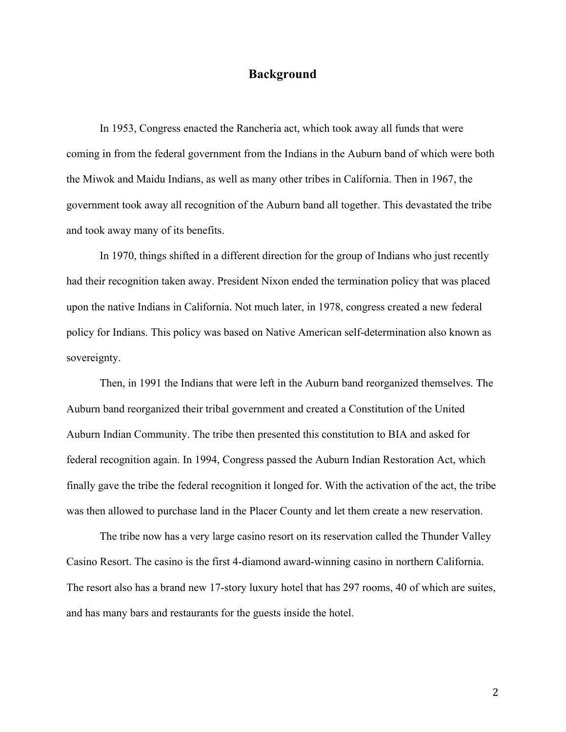## Background

In 1953, Congress enacted the Rancheria act, which took away all funds that were coming in from the federal government from the Indians in the Auburn band of which were both the Miwok and Maidu Indians, as well as many other tribes in California. Then in 1967, the government took away all recognition of the Auburn band all together. This devastated the tribe and took away many of its benefits.

In 1970, things shifted in a different direction for the group of Indians who just recently had their recognition taken away. President Nixon ended the termination policy that was placed upon the native Indians in California. Not much later, in 1978, congress created a new federal policy for Indians. This policy was based on Native American self-determination also known as sovereignty.

Then, in 1991 the Indians that were left in the Auburn band reorganized themselves. The Auburn band reorganized their tribal government and created a Constitution of the United Auburn Indian Community. The tribe then presented this constitution to BIA and asked for federal recognition again. In 1994, Congress passed the Auburn Indian Restoration Act, which finally gave the tribe the federal recognition it longed for. With the activation of the act, the tribe was then allowed to purchase land in the Placer County and let them create a new reservation.

The tribe now has a very large casino resort on its reservation called the Thunder Valley Casino Resort. The casino is the first 4-diamond award-winning casino in northern California. The resort also has a brand new 17-story luxury hotel that has 297 rooms, 40 of which are suites, and has many bars and restaurants for the guests inside the hotel.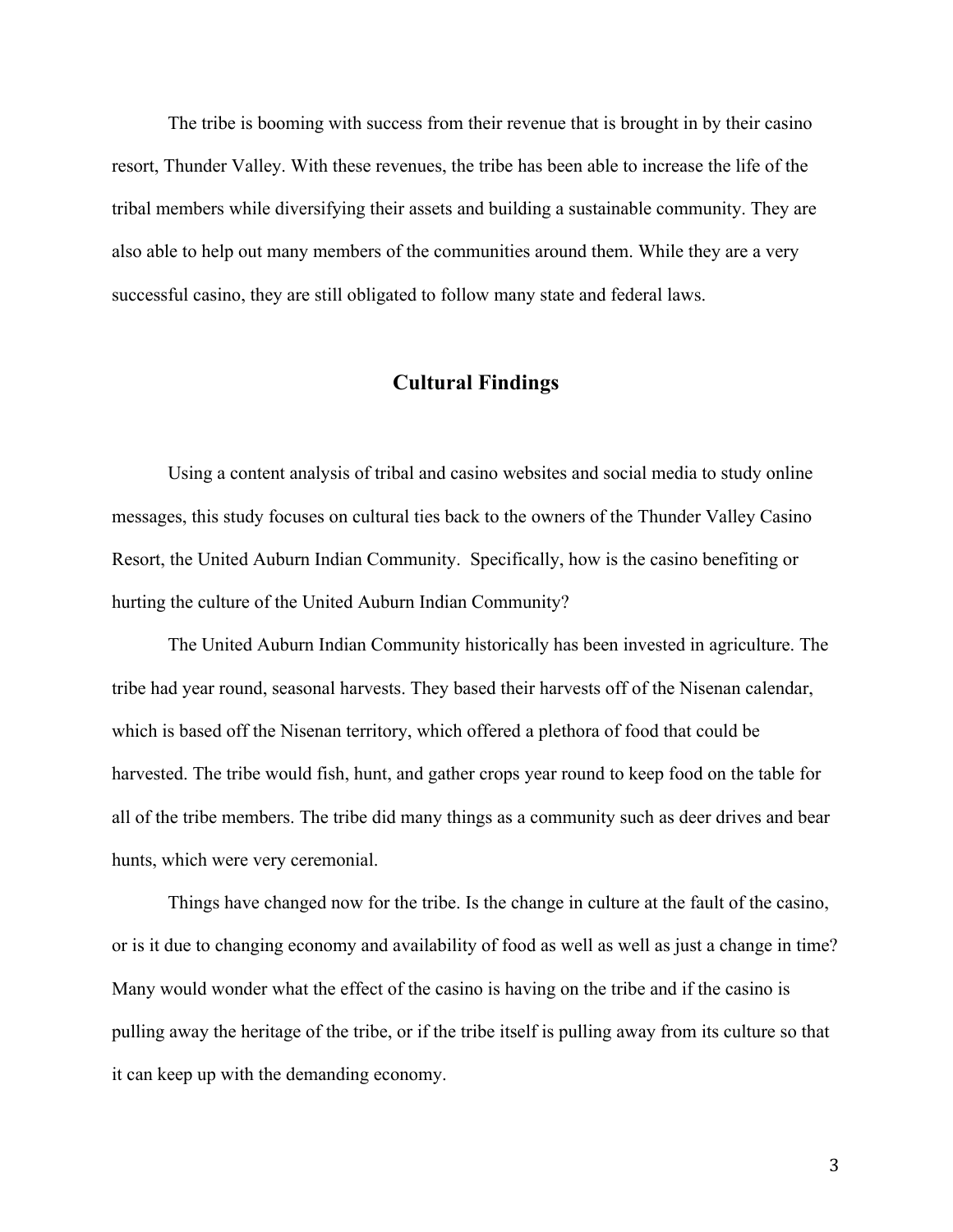The tribe is booming with success from their revenue that is brought in by their casino resort, Thunder Valley. With these revenues, the tribe has been able to increase the life of the tribal members while diversifying their assets and building a sustainable community. They are also able to help out many members of the communities around them. While they are a very successful casino, they are still obligated to follow many state and federal laws.

## Cultural Findings

Using a content analysis of tribal and casino websites and social media to study online messages, this study focuses on cultural ties back to the owners of the Thunder Valley Casino Resort, the United Auburn Indian Community. Specifically, how is the casino benefiting or hurting the culture of the United Auburn Indian Community?

The United Auburn Indian Community historically has been invested in agriculture. The tribe had year round, seasonal harvests. They based their harvests off of the Nisenan calendar, which is based off the Nisenan territory, which offered a plethora of food that could be harvested. The tribe would fish, hunt, and gather crops year round to keep food on the table for all of the tribe members. The tribe did many things as a community such as deer drives and bear hunts, which were very ceremonial.

Things have changed now for the tribe. Is the change in culture at the fault of the casino, or is it due to changing economy and availability of food as well as well as just a change in time? Many would wonder what the effect of the casino is having on the tribe and if the casino is pulling away the heritage of the tribe, or if the tribe itself is pulling away from its culture so that it can keep up with the demanding economy.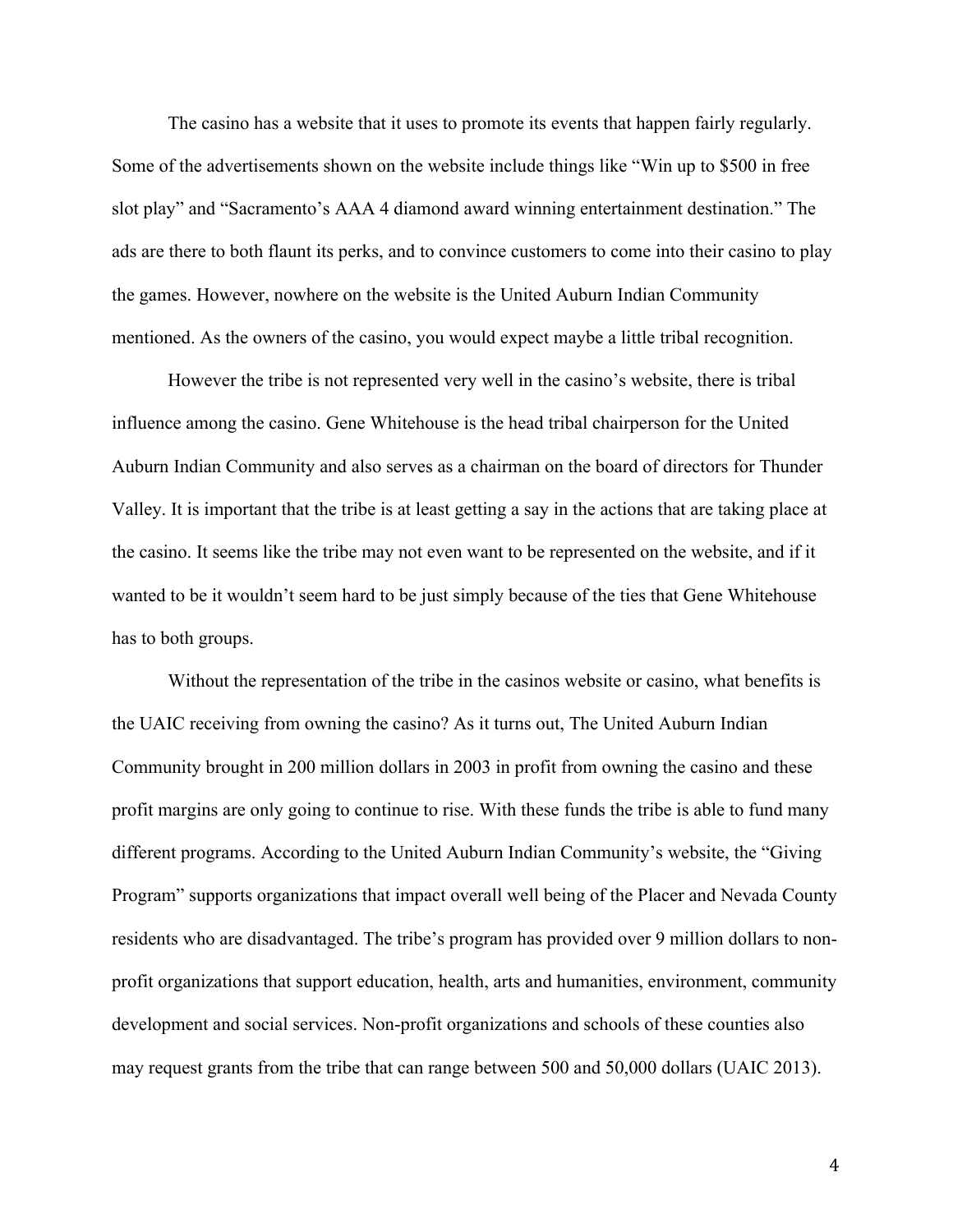The casino has a website that it uses to promote its events that happen fairly regularly. Some of the advertisements shown on the website include things like "Win up to $500 in free slot play" and "Sacramento's AAA 4 diamond award winning entertainment destination." The ads are there to both flaunt its perks, and to convince customers to come into their casino to play the games. However, nowhere on the website is the United Auburn Indian Community mentioned. As the owners of the casino, you would expect maybe a little tribal recognition.

However the tribe is not represented very well in the casino's website, there is tribal influence among the casino. Gene Whitehouse is the head tribal chairperson for the United Auburn Indian Community and also serves as a chairman on the board of directors for Thunder Valley. It is important that the tribe is at least getting a say in the actions that are taking place at the casino. It seems like the tribe may not even want to be represented on the website, and if it wanted to be it wouldn't seem hard to be just simply because of the ties that Gene Whitehouse has to both groups.

Without the representation of the tribe in the casinos website or casino, what benefits is the UAIC receiving from owning the casino? As it turns out, The United Auburn Indian Community brought in 200 million dollars in 2003 in profit from owning the casino and these profit margins are only going to continue to rise. With these funds the tribe is able to fund many different programs. According to the United Auburn Indian Community's website, the "Giving Program" supports organizations that impact overall well being of the Placer and Nevada County residents who are disadvantaged. The tribe's program has provided over 9 million dollars to non-profit organizations that support education, health, arts and humanities, environment, community development and social services. Non-profit organizations and schools of these counties also may request grants from the tribe that can range between 500 and 50,000 dollars (UAIC 2013).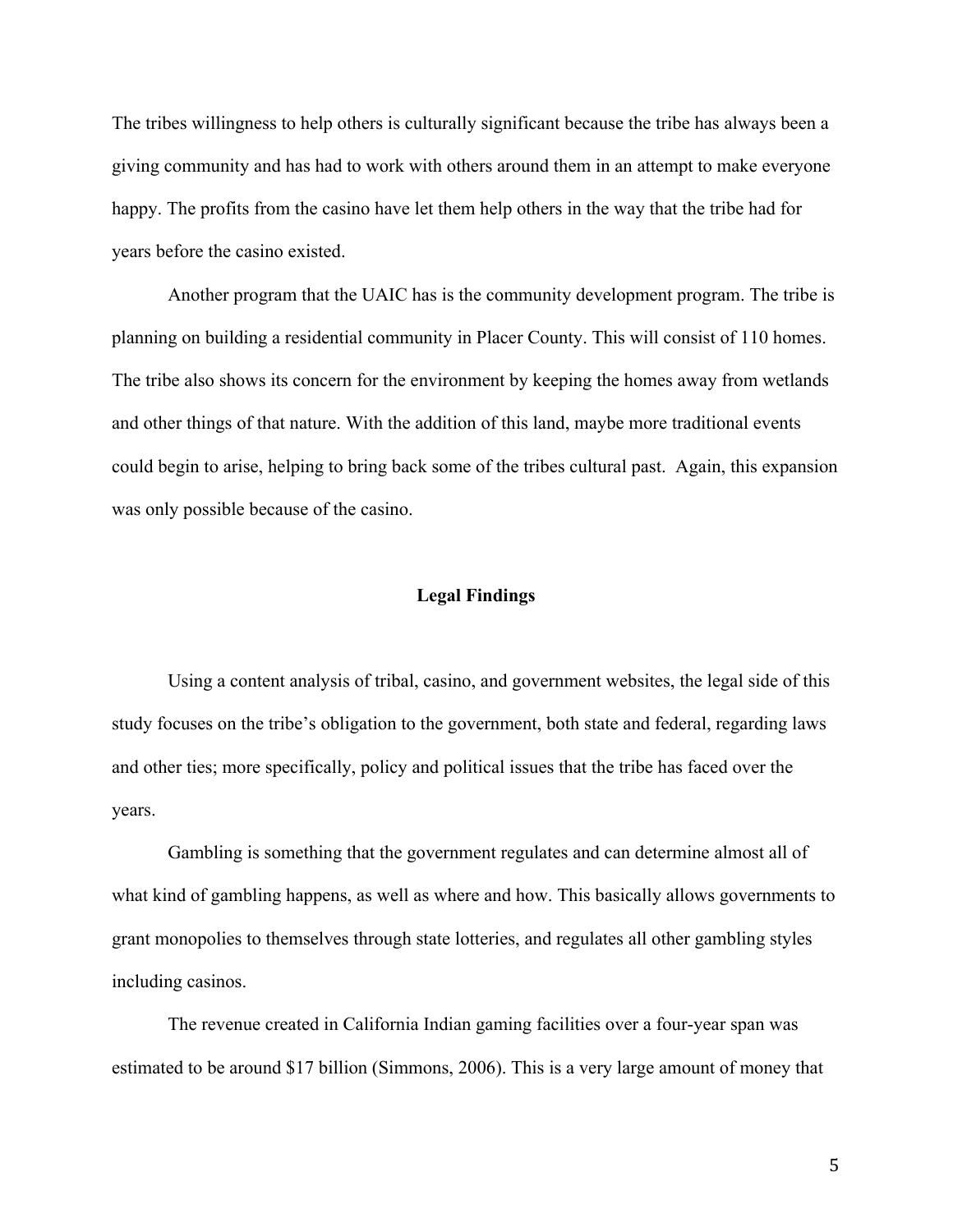The tribes willingness to help others is culturally significant because the tribe has always been a giving community and has had to work with others around them in an attempt to make everyone happy. The profits from the casino have let them help others in the way that the tribe had for years before the casino existed.

Another program that the UAIC has is the community development program. The tribe is planning on building a residential community in Placer County. This will consist of 110 homes. The tribe also shows its concern for the environment by keeping the homes away from wetlands and other things of that nature. With the addition of this land, maybe more traditional events could begin to arise, helping to bring back some of the tribes cultural past. Again, this expansion was only possible because of the casino.

## Legal Findings

Using a content analysis of tribal, casino, and government websites, the legal side of this study focuses on the tribe's obligation to the government, both state and federal, regarding laws and other ties; more specifically, policy and political issues that the tribe has faced over the years.

Gambling is something that the government regulates and can determine almost all of what kind of gambling happens, as well as where and how. This basically allows governments to grant monopolies to themselves through state lotteries, and regulates all other gambling styles including casinos.

The revenue created in California Indian gaming facilities over a four-year span was estimated to be around $17 billion (Simmons, 2006). This is a very large amount of money that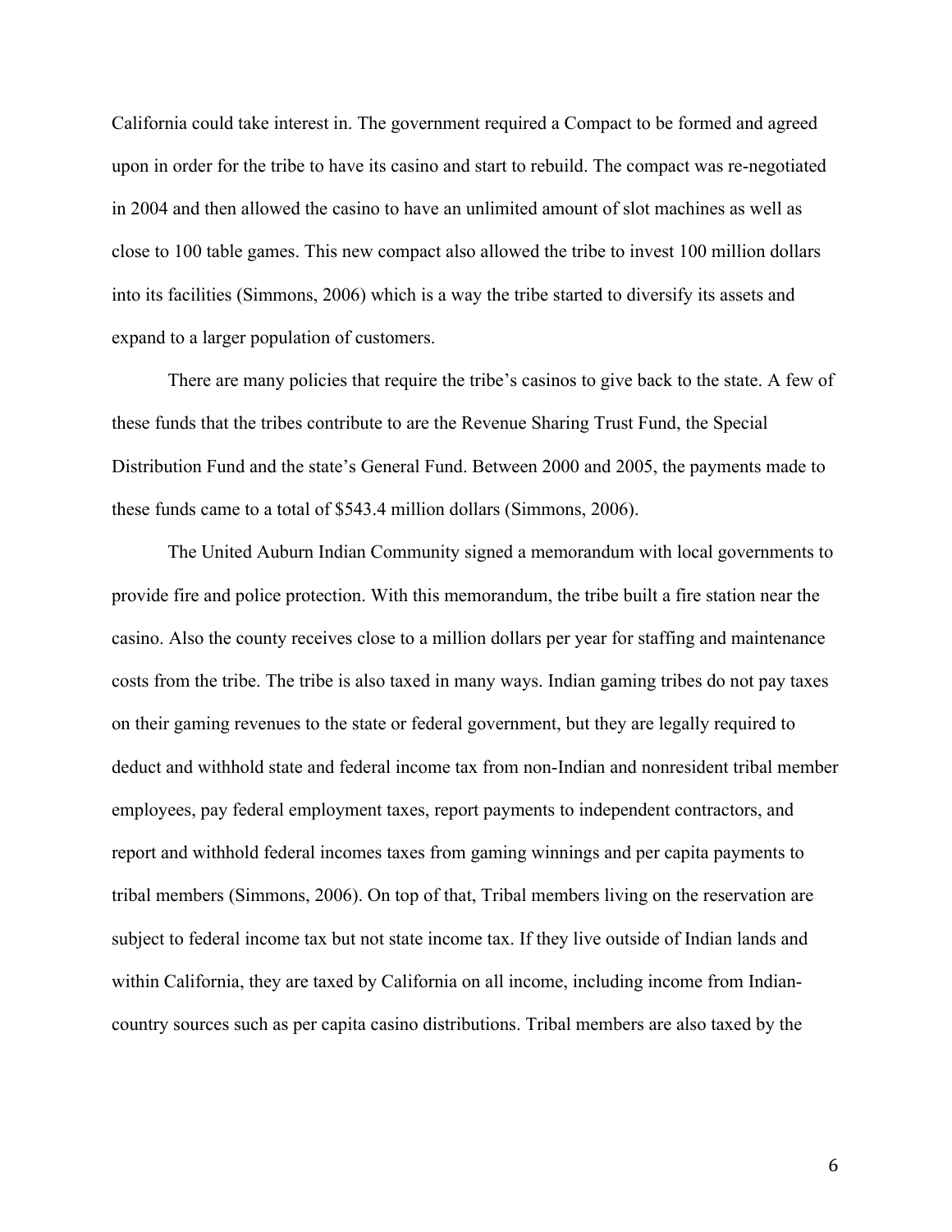California could take interest in. The government required a Compact to be formed and agreed upon in order for the tribe to have its casino and start to rebuild. The compact was re-negotiated in 2004 and then allowed the casino to have an unlimited amount of slot machines as well as close to 100 table games. This new compact also allowed the tribe to invest 100 million dollars into its facilities (Simmons, 2006) which is a way the tribe started to diversify its assets and expand to a larger population of customers.

There are many policies that require the tribe's casinos to give back to the state. A few of these funds that the tribes contribute to are the Revenue Sharing Trust Fund, the Special Distribution Fund and the state's General Fund. Between 2000 and 2005, the payments made to these funds came to a total of $543.4 million dollars (Simmons, 2006).

The United Auburn Indian Community signed a memorandum with local governments to provide fire and police protection. With this memorandum, the tribe built a fire station near the casino. Also the county receives close to a million dollars per year for staffing and maintenance costs from the tribe. The tribe is also taxed in many ways. Indian gaming tribes do not pay taxes on their gaming revenues to the state or federal government, but they are legally required to deduct and withhold state and federal income tax from non-Indian and nonresident tribal member employees, pay federal employment taxes, report payments to independent contractors, and report and withhold federal incomes taxes from gaming winnings and per capita payments to tribal members (Simmons, 2006). On top of that, Tribal members living on the reservation are subject to federal income tax but not state income tax. If they live outside of Indian lands and within California, they are taxed by California on all income, including income from Indian-country sources such as per capita casino distributions. Tribal members are also taxed by the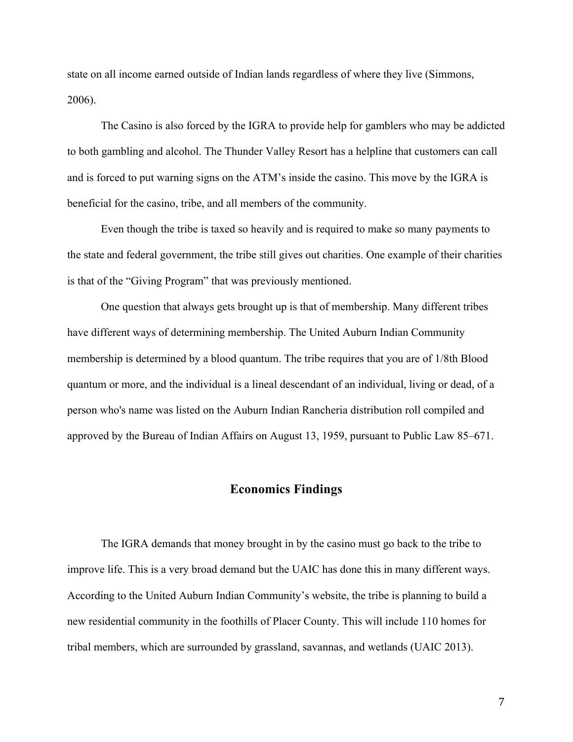state on all income earned outside of Indian lands regardless of where they live (Simmons, 2006).

The Casino is also forced by the IGRA to provide help for gamblers who may be addicted to both gambling and alcohol. The Thunder Valley Resort has a helpline that customers can call and is forced to put warning signs on the ATM's inside the casino. This move by the IGRA is beneficial for the casino, tribe, and all members of the community.

Even though the tribe is taxed so heavily and is required to make so many payments to the state and federal government, the tribe still gives out charities. One example of their charities is that of the "Giving Program" that was previously mentioned.

One question that always gets brought up is that of membership. Many different tribes have different ways of determining membership. The United Auburn Indian Community membership is determined by a blood quantum. The tribe requires that you are of 1/8th Blood quantum or more, and the individual is a lineal descendant of an individual, living or dead, of a person who's name was listed on the Auburn Indian Rancheria distribution roll compiled and approved by the Bureau of Indian Affairs on August 13, 1959, pursuant to Public Law 85–671.

## Economics Findings

The IGRA demands that money brought in by the casino must go back to the tribe to improve life. This is a very broad demand but the UAIC has done this in many different ways. According to the United Auburn Indian Community's website, the tribe is planning to build a new residential community in the foothills of Placer County. This will include 110 homes for tribal members, which are surrounded by grassland, savannas, and wetlands (UAIC 2013).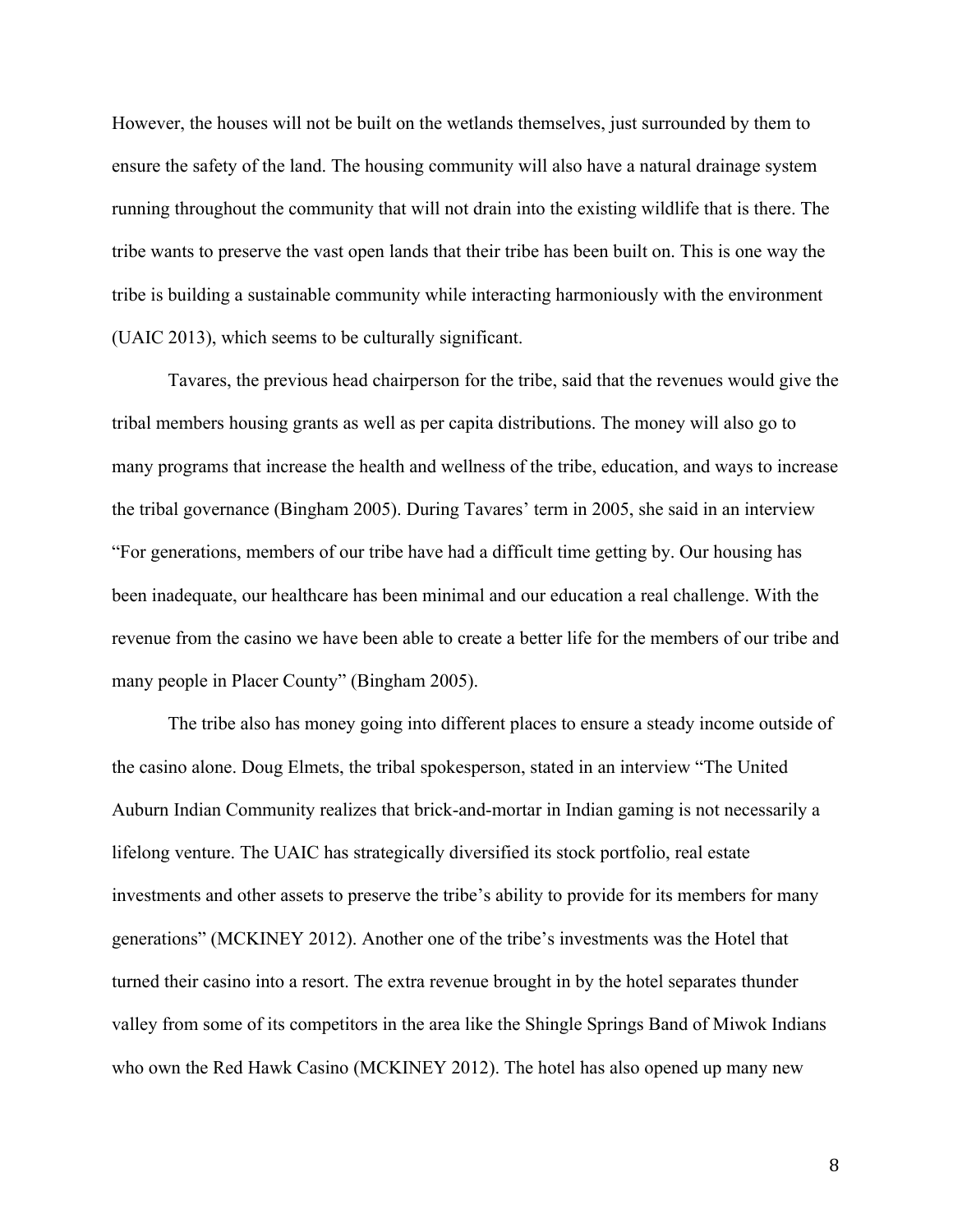However, the houses will not be built on the wetlands themselves, just surrounded by them to ensure the safety of the land. The housing community will also have a natural drainage system running throughout the community that will not drain into the existing wildlife that is there. The tribe wants to preserve the vast open lands that their tribe has been built on. This is one way the tribe is building a sustainable community while interacting harmoniously with the environment (UAIC 2013), which seems to be culturally significant.

Tavares, the previous head chairperson for the tribe, said that the revenues would give the tribal members housing grants as well as per capita distributions. The money will also go to many programs that increase the health and wellness of the tribe, education, and ways to increase the tribal governance (Bingham 2005). During Tavares' term in 2005, she said in an interview "For generations, members of our tribe have had a difficult time getting by. Our housing has been inadequate, our healthcare has been minimal and our education a real challenge. With the revenue from the casino we have been able to create a better life for the members of our tribe and many people in Placer County" (Bingham 2005).

The tribe also has money going into different places to ensure a steady income outside of the casino alone. Doug Elmets, the tribal spokesperson, stated in an interview "The United Auburn Indian Community realizes that brick-and-mortar in Indian gaming is not necessarily a lifelong venture. The UAIC has strategically diversified its stock portfolio, real estate investments and other assets to preserve the tribe's ability to provide for its members for many generations" (MCKINEY 2012). Another one of the tribe's investments was the Hotel that turned their casino into a resort. The extra revenue brought in by the hotel separates thunder valley from some of its competitors in the area like the Shingle Springs Band of Miwok Indians who own the Red Hawk Casino (MCKINEY 2012). The hotel has also opened up many new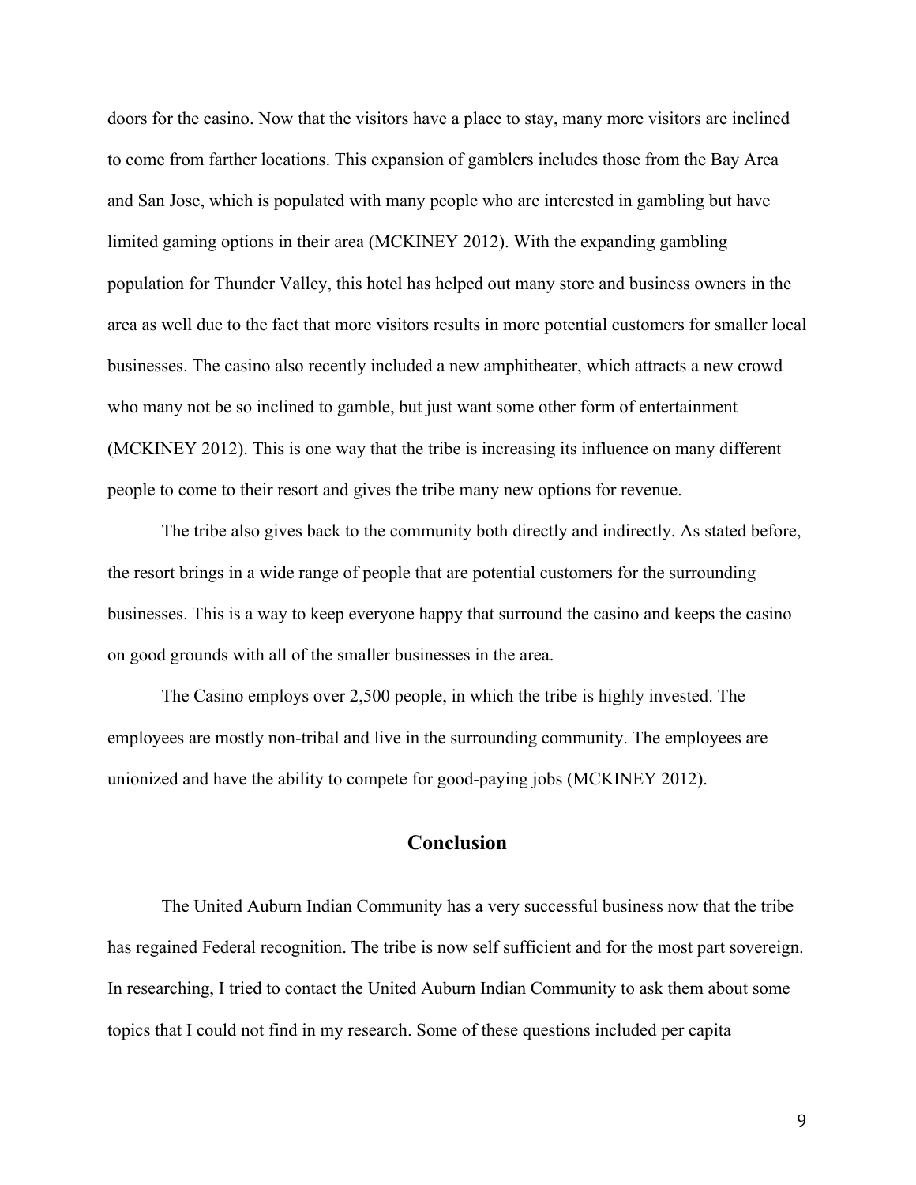doors for the casino. Now that the visitors have a place to stay, many more visitors are inclined to come from farther locations. This expansion of gamblers includes those from the Bay Area and San Jose, which is populated with many people who are interested in gambling but have limited gaming options in their area (MCKINEY 2012). With the expanding gambling population for Thunder Valley, this hotel has helped out many store and business owners in the area as well due to the fact that more visitors results in more potential customers for smaller local businesses. The casino also recently included a new amphitheater, which attracts a new crowd who many not be so inclined to gamble, but just want some other form of entertainment (MCKINEY 2012). This is one way that the tribe is increasing its influence on many different people to come to their resort and gives the tribe many new options for revenue.

The tribe also gives back to the community both directly and indirectly. As stated before, the resort brings in a wide range of people that are potential customers for the surrounding businesses. This is a way to keep everyone happy that surround the casino and keeps the casino on good grounds with all of the smaller businesses in the area.

The Casino employs over 2,500 people, in which the tribe is highly invested. The employees are mostly non-tribal and live in the surrounding community. The employees are unionized and have the ability to compete for good-paying jobs (MCKINEY 2012).

## Conclusion

The United Auburn Indian Community has a very successful business now that the tribe has regained Federal recognition. The tribe is now self sufficient and for the most part sovereign. In researching, I tried to contact the United Auburn Indian Community to ask them about some topics that I could not find in my research. Some of these questions included per capita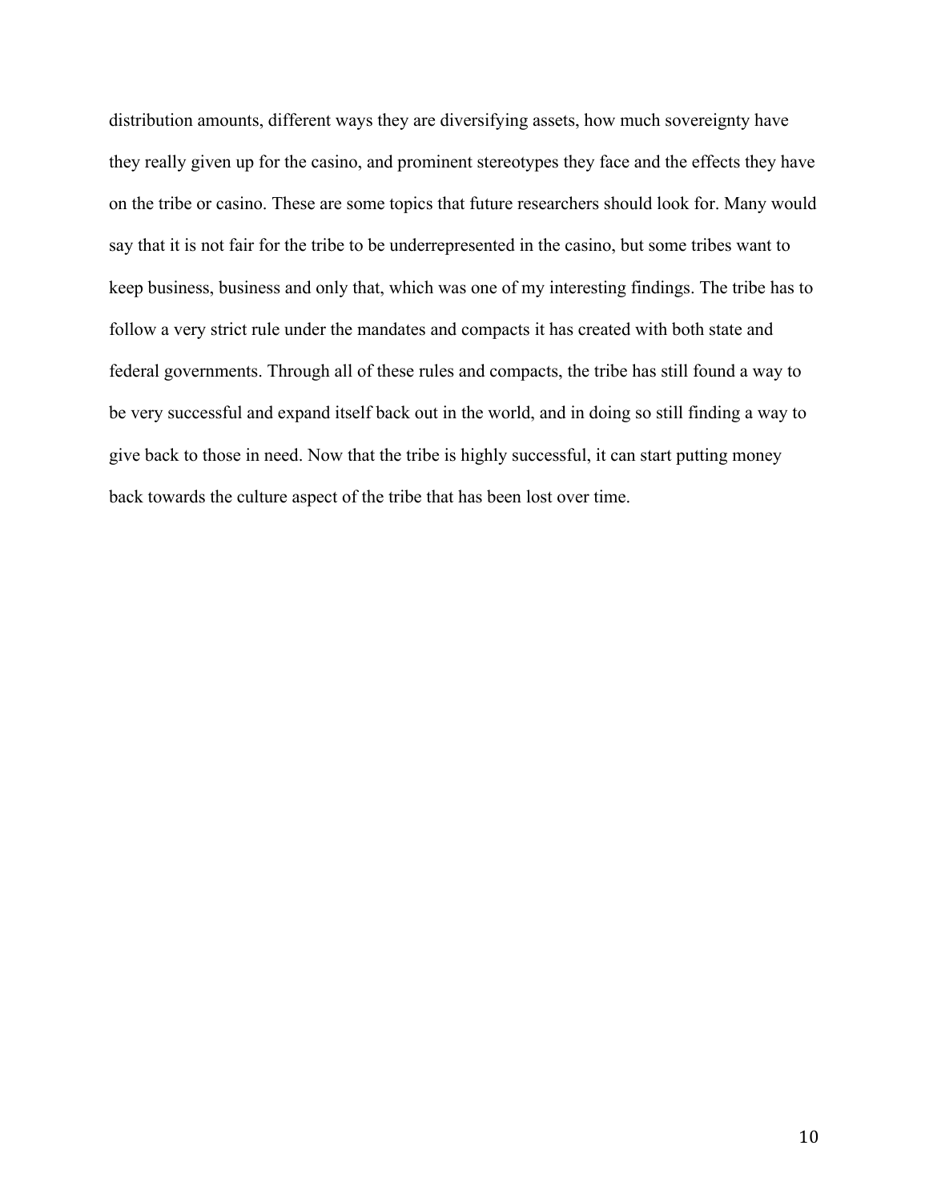distribution amounts, different ways they are diversifying assets, how much sovereignty have they really given up for the casino, and prominent stereotypes they face and the effects they have on the tribe or casino. These are some topics that future researchers should look for. Many would say that it is not fair for the tribe to be underrepresented in the casino, but some tribes want to keep business, business and only that, which was one of my interesting findings. The tribe has to follow a very strict rule under the mandates and compacts it has created with both state and federal governments. Through all of these rules and compacts, the tribe has still found a way to be very successful and expand itself back out in the world, and in doing so still finding a way to give back to those in need. Now that the tribe is highly successful, it can start putting money back towards the culture aspect of the tribe that has been lost over time.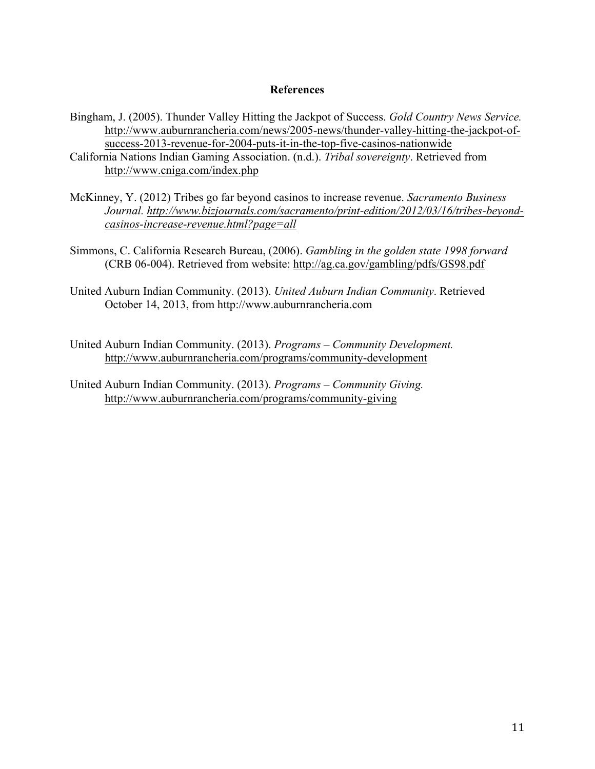# References

Bingham, J. (2005). Thunder Valley Hitting the Jackpot of Success. *Gold Country News Service.* http://www.auburnrancheria.com/news/2005-news/thunder-valley-hitting-the-jackpot-of-success-2013-revenue-for-2004-puts-it-in-the-top-five-casinos-nationwide

California Nations Indian Gaming Association. (n.d.). *Tribal sovereignty*. Retrieved from http://www.cniga.com/index.php

McKinney, Y. (2012) Tribes go far beyond casinos to increase revenue. *Sacramento Business Journal. http://www.bizjournals.com/sacramento/print-edition/2012/03/16/tribes-beyond-casinos-increase-revenue.html?page=all*

Simmons, C. California Research Bureau, (2006). *Gambling in the golden state 1998 forward* (CRB 06-004). Retrieved from website: http://ag.ca.gov/gambling/pdfs/GS98.pdf

United Auburn Indian Community. (2013). *United Auburn Indian Community*. Retrieved October 14, 2013, from http://www.auburnrancheria.com

United Auburn Indian Community. (2013). *Programs – Community Development.* http://www.auburnrancheria.com/programs/community-development

United Auburn Indian Community. (2013). *Programs – Community Giving.* http://www.auburnrancheria.com/programs/community-giving